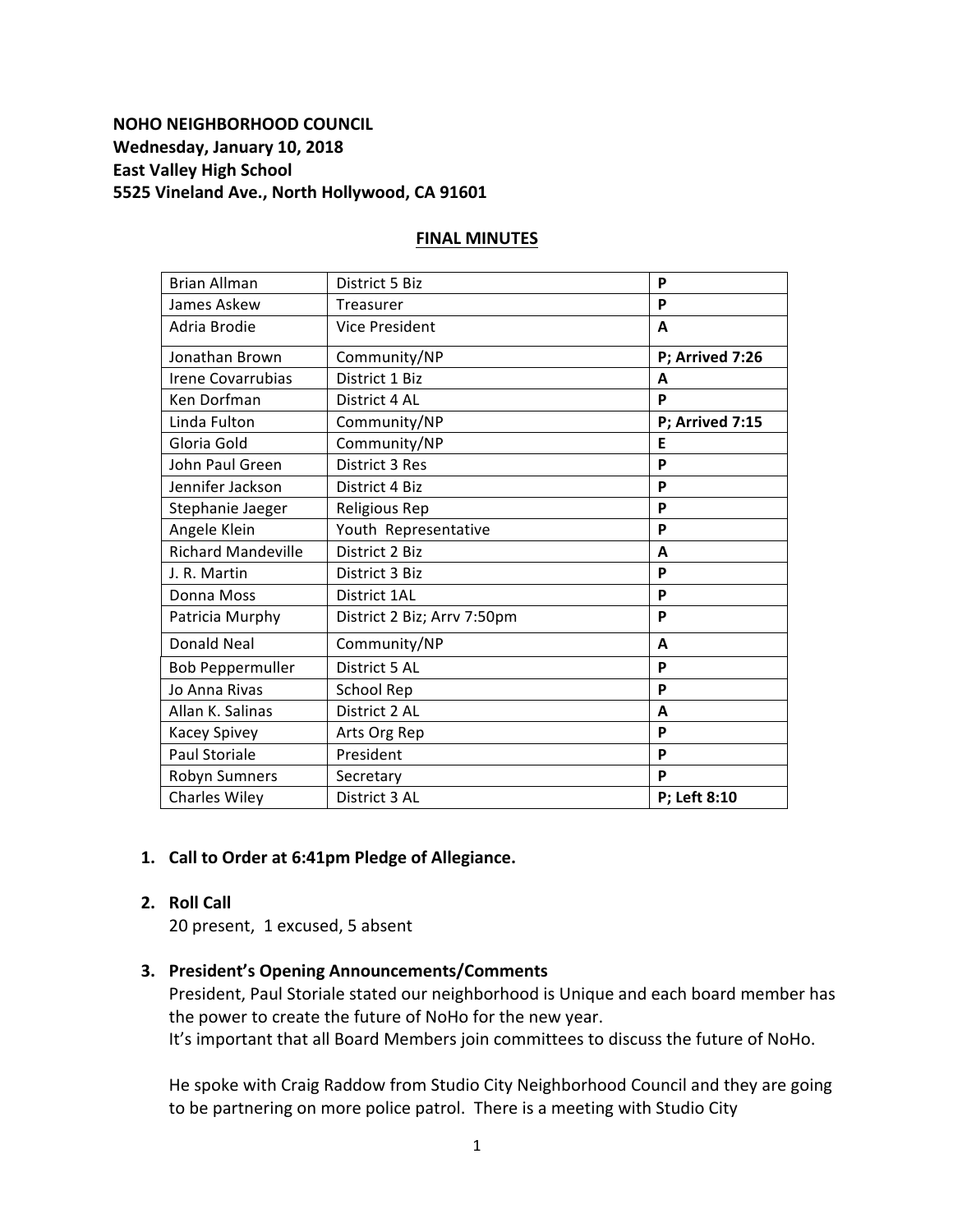**NOHO NEIGHBORHOOD COUNCIL**
**Wednesday, January 10, 2018**
**East Valley High School**
**5525 Vineland Ave., North Hollywood, CA 91601**

## FINAL MINUTES

| | | |
|---|---|---|
| Brian Allman | District 5 Biz | **P** |
| James Askew | Treasurer | **P** |
| Adria Brodie | Vice President | **A** |
| Jonathan Brown | Community/NP | **P; Arrived 7:26** |
| Irene Covarrubias | District 1 Biz | **A** |
| Ken Dorfman | District 4 AL | **P** |
| Linda Fulton | Community/NP | **P; Arrived 7:15** |
| Gloria Gold | Community/NP | **E** |
| John Paul Green | District 3 Res | **P** |
| Jennifer Jackson | District 4 Biz | **P** |
| Stephanie Jaeger | Religious Rep | **P** |
| Angele Klein | Youth Representative | **P** |
| Richard Mandeville | District 2 Biz | **A** |
| J. R. Martin | District 3 Biz | **P** |
| Donna Moss | District 1AL | **P** |
| Patricia Murphy | District 2 Biz; Arrv 7:50pm | **P** |
| Donald Neal | Community/NP | **A** |
| Bob Peppermuller | District 5 AL | **P** |
| Jo Anna Rivas | School Rep | **P** |
| Allan K. Salinas | District 2 AL | **A** |
| Kacey Spivey | Arts Org Rep | **P** |
| Paul Storiale | President | **P** |
| Robyn Sumners | Secretary | **P** |
| Charles Wiley | District 3 AL | **P; Left 8:10** |

1. **Call to Order at 6:41pm Pledge of Allegiance.**

2. **Roll Call**
   20 present, 1 excused, 5 absent

3. **President's Opening Announcements/Comments**
   President, Paul Storiale stated our neighborhood is Unique and each board member has the power to create the future of NoHo for the new year.
   It's important that all Board Members join committees to discuss the future of NoHo.

   He spoke with Craig Raddow from Studio City Neighborhood Council and they are going to be partnering on more police patrol. There is a meeting with Studio City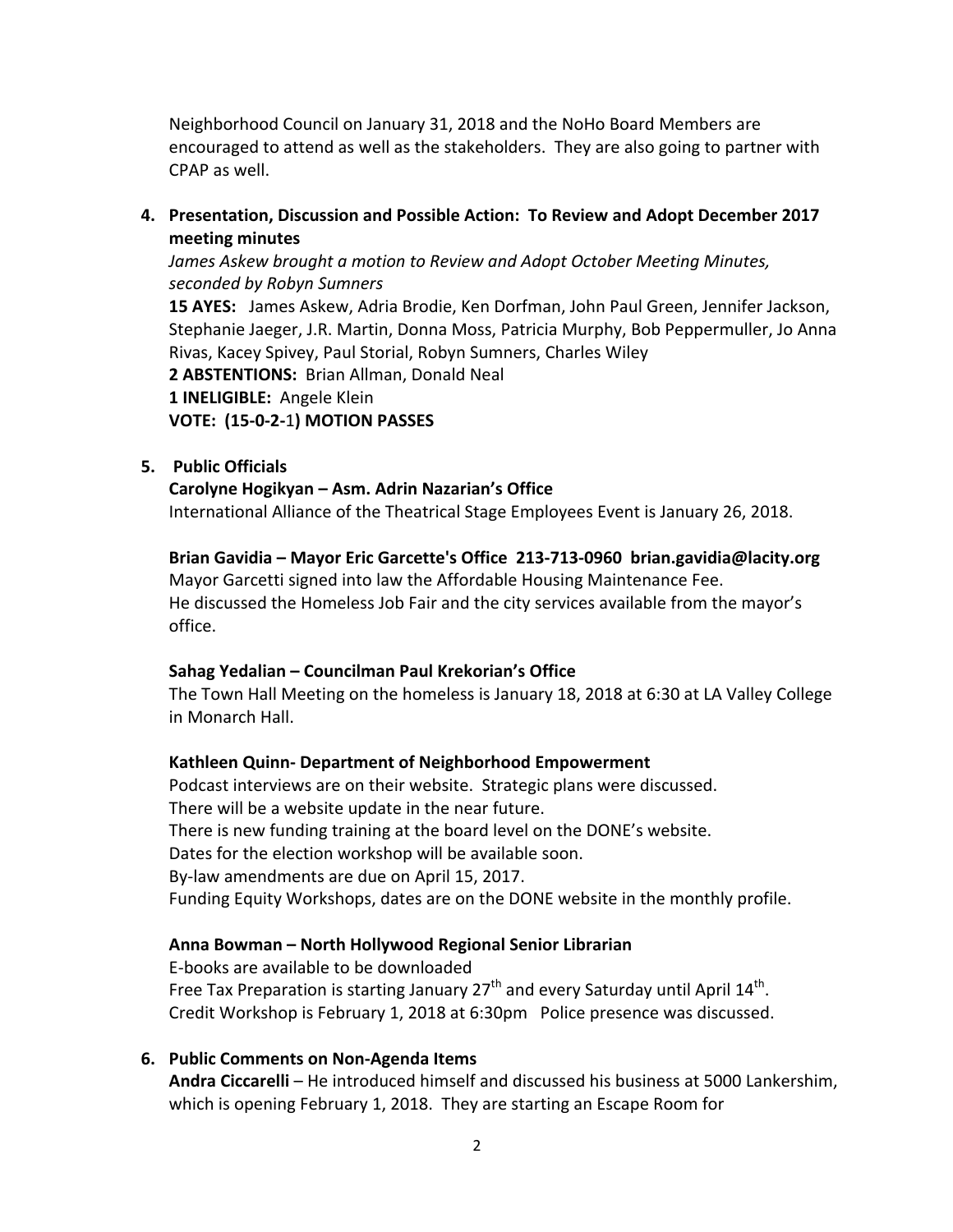Neighborhood Council on January 31, 2018 and the NoHo Board Members are encouraged to attend as well as the stakeholders. They are also going to partner with CPAP as well.

**4. Presentation, Discussion and Possible Action: To Review and Adopt December 2017 meeting minutes**

*James Askew brought a motion to Review and Adopt October Meeting Minutes, seconded by Robyn Sumners*

**15 AYES:** James Askew, Adria Brodie, Ken Dorfman, John Paul Green, Jennifer Jackson, Stephanie Jaeger, J.R. Martin, Donna Moss, Patricia Murphy, Bob Peppermuller, Jo Anna Rivas, Kacey Spivey, Paul Storial, Robyn Sumners, Charles Wiley
**2 ABSTENTIONS:** Brian Allman, Donald Neal
**1 INELIGIBLE:** Angele Klein
**VOTE: (15-0-2-1) MOTION PASSES**

**5. Public Officials**

**Carolyne Hogikyan – Asm. Adrin Nazarian's Office**
International Alliance of the Theatrical Stage Employees Event is January 26, 2018.

**Brian Gavidia – Mayor Eric Garcette's Office 213-713-0960 brian.gavidia@lacity.org**
Mayor Garcetti signed into law the Affordable Housing Maintenance Fee.
He discussed the Homeless Job Fair and the city services available from the mayor's office.

**Sahag Yedalian – Councilman Paul Krekorian's Office**
The Town Hall Meeting on the homeless is January 18, 2018 at 6:30 at LA Valley College in Monarch Hall.

**Kathleen Quinn- Department of Neighborhood Empowerment**
Podcast interviews are on their website. Strategic plans were discussed.
There will be a website update in the near future.
There is new funding training at the board level on the DONE's website.
Dates for the election workshop will be available soon.
By-law amendments are due on April 15, 2017.
Funding Equity Workshops, dates are on the DONE website in the monthly profile.

**Anna Bowman – North Hollywood Regional Senior Librarian**
E-books are available to be downloaded
Free Tax Preparation is starting January 27th and every Saturday until April 14th.
Credit Workshop is February 1, 2018 at 6:30pm Police presence was discussed.

**6. Public Comments on Non-Agenda Items**

**Andra Ciccarelli** – He introduced himself and discussed his business at 5000 Lankershim, which is opening February 1, 2018. They are starting an Escape Room for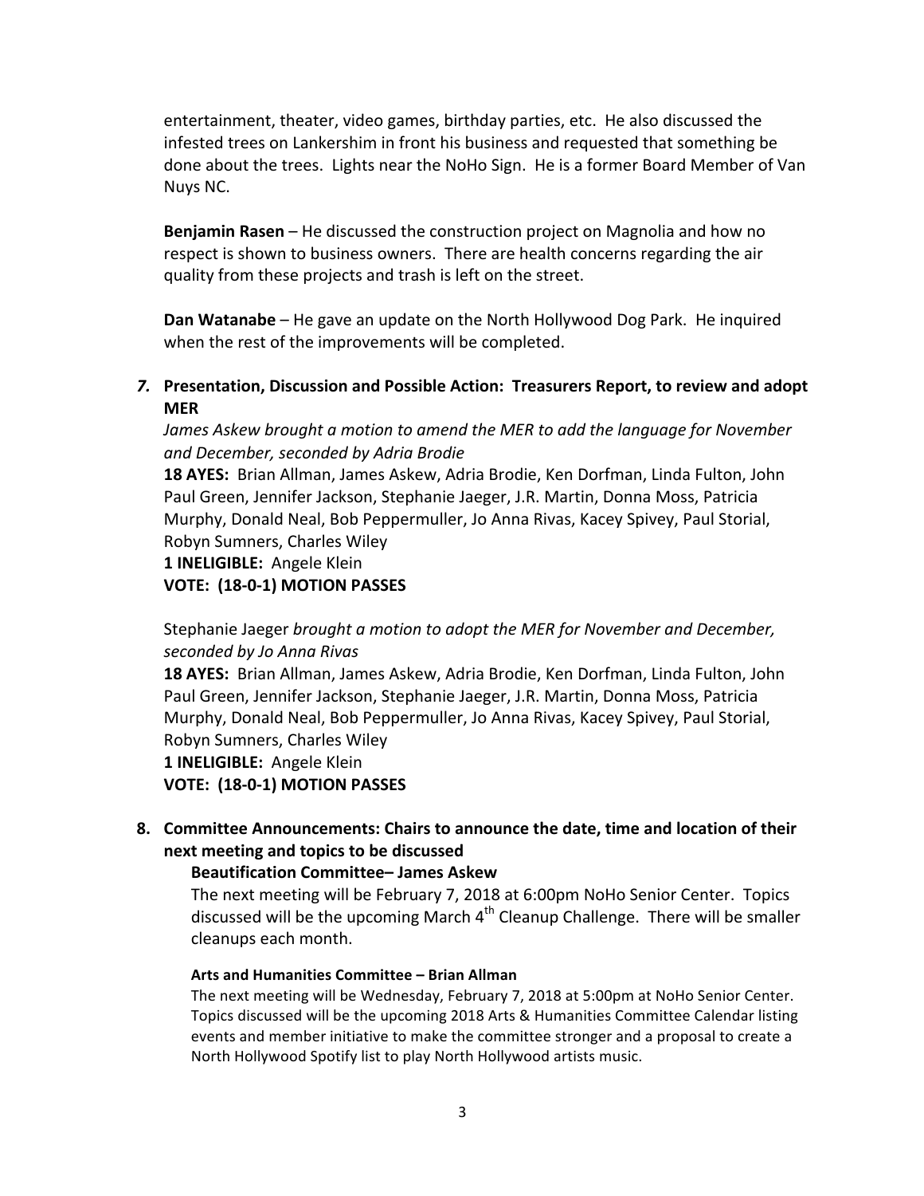entertainment, theater, video games, birthday parties, etc. He also discussed the infested trees on Lankershim in front his business and requested that something be done about the trees. Lights near the NoHo Sign. He is a former Board Member of Van Nuys NC.

**Benjamin Rasen** – He discussed the construction project on Magnolia and how no respect is shown to business owners. There are health concerns regarding the air quality from these projects and trash is left on the street.

**Dan Watanabe** – He gave an update on the North Hollywood Dog Park. He inquired when the rest of the improvements will be completed.

***7.*** **Presentation, Discussion and Possible Action: Treasurers Report, to review and adopt MER**

*James Askew brought a motion to amend the MER to add the language for November and December, seconded by Adria Brodie*

**18 AYES:** Brian Allman, James Askew, Adria Brodie, Ken Dorfman, Linda Fulton, John Paul Green, Jennifer Jackson, Stephanie Jaeger, J.R. Martin, Donna Moss, Patricia Murphy, Donald Neal, Bob Peppermuller, Jo Anna Rivas, Kacey Spivey, Paul Storial, Robyn Sumners, Charles Wiley

**1 INELIGIBLE:** Angele Klein

**VOTE: (18-0-1) MOTION PASSES**

Stephanie Jaeger *brought a motion to adopt the MER for November and December, seconded by Jo Anna Rivas*

**18 AYES:** Brian Allman, James Askew, Adria Brodie, Ken Dorfman, Linda Fulton, John Paul Green, Jennifer Jackson, Stephanie Jaeger, J.R. Martin, Donna Moss, Patricia Murphy, Donald Neal, Bob Peppermuller, Jo Anna Rivas, Kacey Spivey, Paul Storial, Robyn Sumners, Charles Wiley

**1 INELIGIBLE:** Angele Klein

**VOTE: (18-0-1) MOTION PASSES**

**8. Committee Announcements: Chairs to announce the date, time and location of their next meeting and topics to be discussed**

**Beautification Committee– James Askew**

The next meeting will be February 7, 2018 at 6:00pm NoHo Senior Center. Topics discussed will be the upcoming March 4th Cleanup Challenge. There will be smaller cleanups each month.

**Arts and Humanities Committee – Brian Allman**

The next meeting will be Wednesday, February 7, 2018 at 5:00pm at NoHo Senior Center. Topics discussed will be the upcoming 2018 Arts & Humanities Committee Calendar listing events and member initiative to make the committee stronger and a proposal to create a North Hollywood Spotify list to play North Hollywood artists music.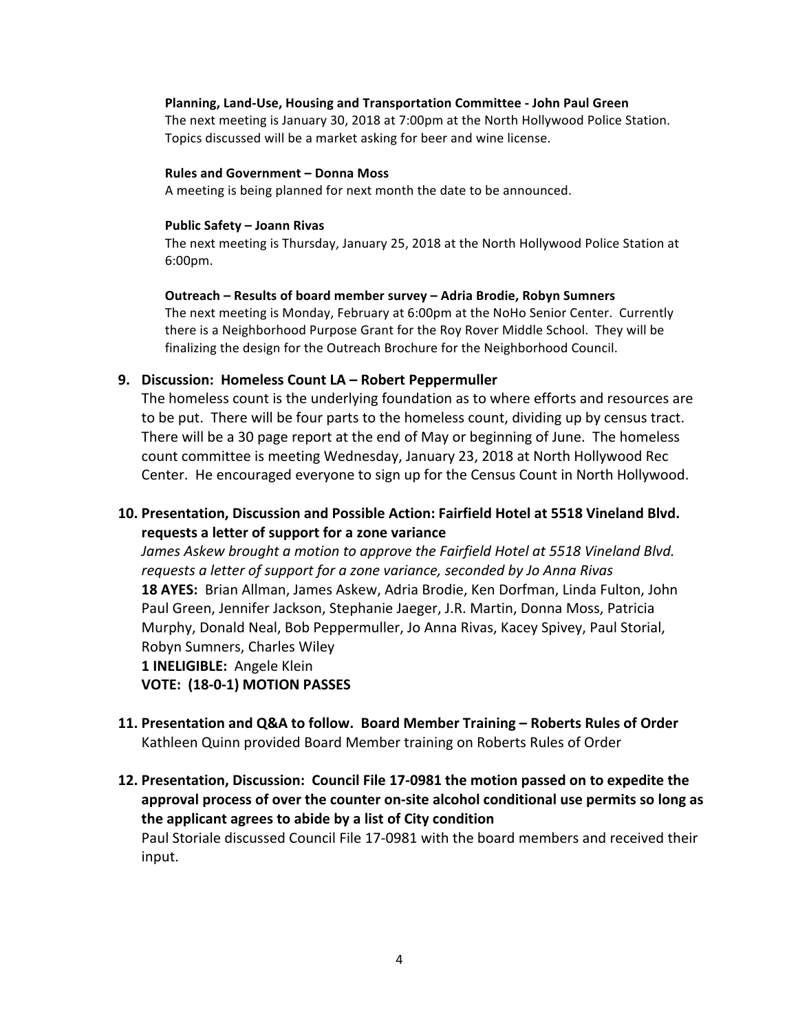**Planning, Land-Use, Housing and Transportation Committee - John Paul Green**
The next meeting is January 30, 2018 at 7:00pm at the North Hollywood Police Station. Topics discussed will be a market asking for beer and wine license.

**Rules and Government – Donna Moss**
A meeting is being planned for next month the date to be announced.

**Public Safety – Joann Rivas**
The next meeting is Thursday, January 25, 2018 at the North Hollywood Police Station at 6:00pm.

**Outreach – Results of board member survey – Adria Brodie, Robyn Sumners**
The next meeting is Monday, February at 6:00pm at the NoHo Senior Center. Currently there is a Neighborhood Purpose Grant for the Roy Rover Middle School. They will be finalizing the design for the Outreach Brochure for the Neighborhood Council.

9. **Discussion: Homeless Count LA – Robert Peppermuller**
The homeless count is the underlying foundation as to where efforts and resources are to be put. There will be four parts to the homeless count, dividing up by census tract. There will be a 30 page report at the end of May or beginning of June. The homeless count committee is meeting Wednesday, January 23, 2018 at North Hollywood Rec Center. He encouraged everyone to sign up for the Census Count in North Hollywood.

10. **Presentation, Discussion and Possible Action: Fairfield Hotel at 5518 Vineland Blvd. requests a letter of support for a zone variance**
*James Askew brought a motion to approve the Fairfield Hotel at 5518 Vineland Blvd. requests a letter of support for a zone variance, seconded by Jo Anna Rivas*
**18 AYES:** Brian Allman, James Askew, Adria Brodie, Ken Dorfman, Linda Fulton, John Paul Green, Jennifer Jackson, Stephanie Jaeger, J.R. Martin, Donna Moss, Patricia Murphy, Donald Neal, Bob Peppermuller, Jo Anna Rivas, Kacey Spivey, Paul Storial, Robyn Sumners, Charles Wiley
**1 INELIGIBLE:** Angele Klein
**VOTE: (18-0-1) MOTION PASSES**

11. **Presentation and Q&A to follow. Board Member Training – Roberts Rules of Order**
Kathleen Quinn provided Board Member training on Roberts Rules of Order

12. **Presentation, Discussion: Council File 17-0981 the motion passed on to expedite the approval process of over the counter on-site alcohol conditional use permits so long as the applicant agrees to abide by a list of City condition**
Paul Storiale discussed Council File 17-0981 with the board members and received their input.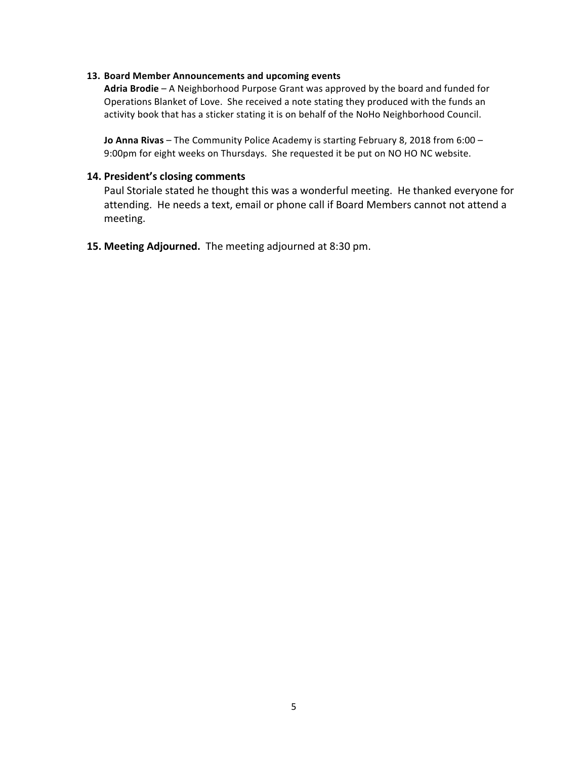**13. Board Member Announcements and upcoming events**

**Adria Brodie** – A Neighborhood Purpose Grant was approved by the board and funded for Operations Blanket of Love. She received a note stating they produced with the funds an activity book that has a sticker stating it is on behalf of the NoHo Neighborhood Council.

**Jo Anna Rivas** – The Community Police Academy is starting February 8, 2018 from 6:00 – 9:00pm for eight weeks on Thursdays. She requested it be put on NO HO NC website.

**14. President's closing comments**

Paul Storiale stated he thought this was a wonderful meeting. He thanked everyone for attending. He needs a text, email or phone call if Board Members cannot not attend a meeting.

**15. Meeting Adjourned.** The meeting adjourned at 8:30 pm.